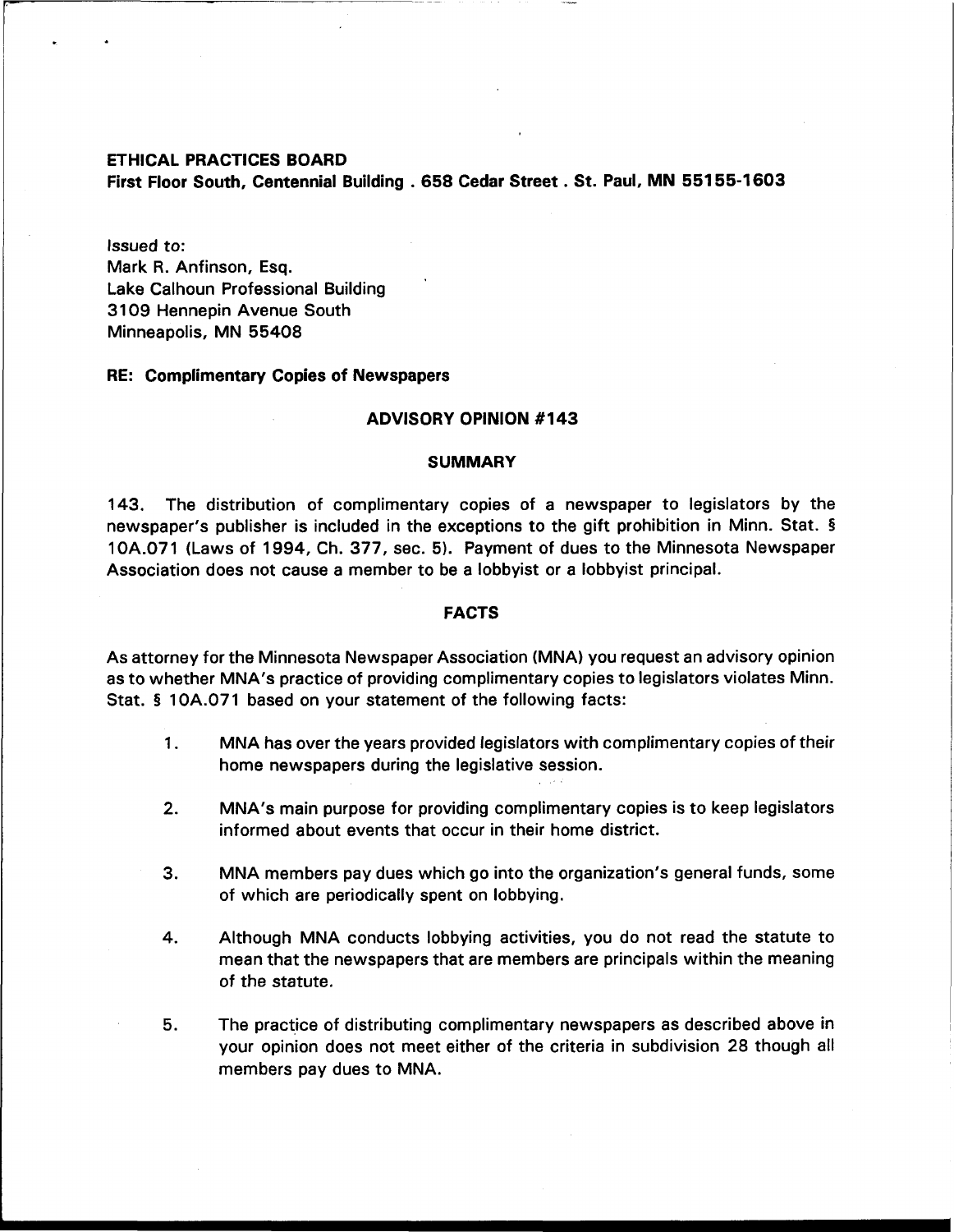**ETHICAL PRACTICES BOARD**
**First Floor South, Centennial Building . 658 Cedar Street . St. Paul, MN 55155-1603**

Issued to:
Mark R. Anfinson, Esq.
Lake Calhoun Professional Building
3109 Hennepin Avenue South
Minneapolis, MN 55408

**RE: Complimentary Copies of Newspapers**

## ADVISORY OPINION #143

### SUMMARY

143. The distribution of complimentary copies of a newspaper to legislators by the newspaper's publisher is included in the exceptions to the gift prohibition in Minn. Stat. § 10A.071 (Laws of 1994, Ch. 377, sec. 5). Payment of dues to the Minnesota Newspaper Association does not cause a member to be a lobbyist or a lobbyist principal.

### FACTS

As attorney for the Minnesota Newspaper Association (MNA) you request an advisory opinion as to whether MNA's practice of providing complimentary copies to legislators violates Minn. Stat. § 10A.071 based on your statement of the following facts:

1. MNA has over the years provided legislators with complimentary copies of their home newspapers during the legislative session.

2. MNA's main purpose for providing complimentary copies is to keep legislators informed about events that occur in their home district.

3. MNA members pay dues which go into the organization's general funds, some of which are periodically spent on lobbying.

4. Although MNA conducts lobbying activities, you do not read the statute to mean that the newspapers that are members are principals within the meaning of the statute.

5. The practice of distributing complimentary newspapers as described above in your opinion does not meet either of the criteria in subdivision 28 though all members pay dues to MNA.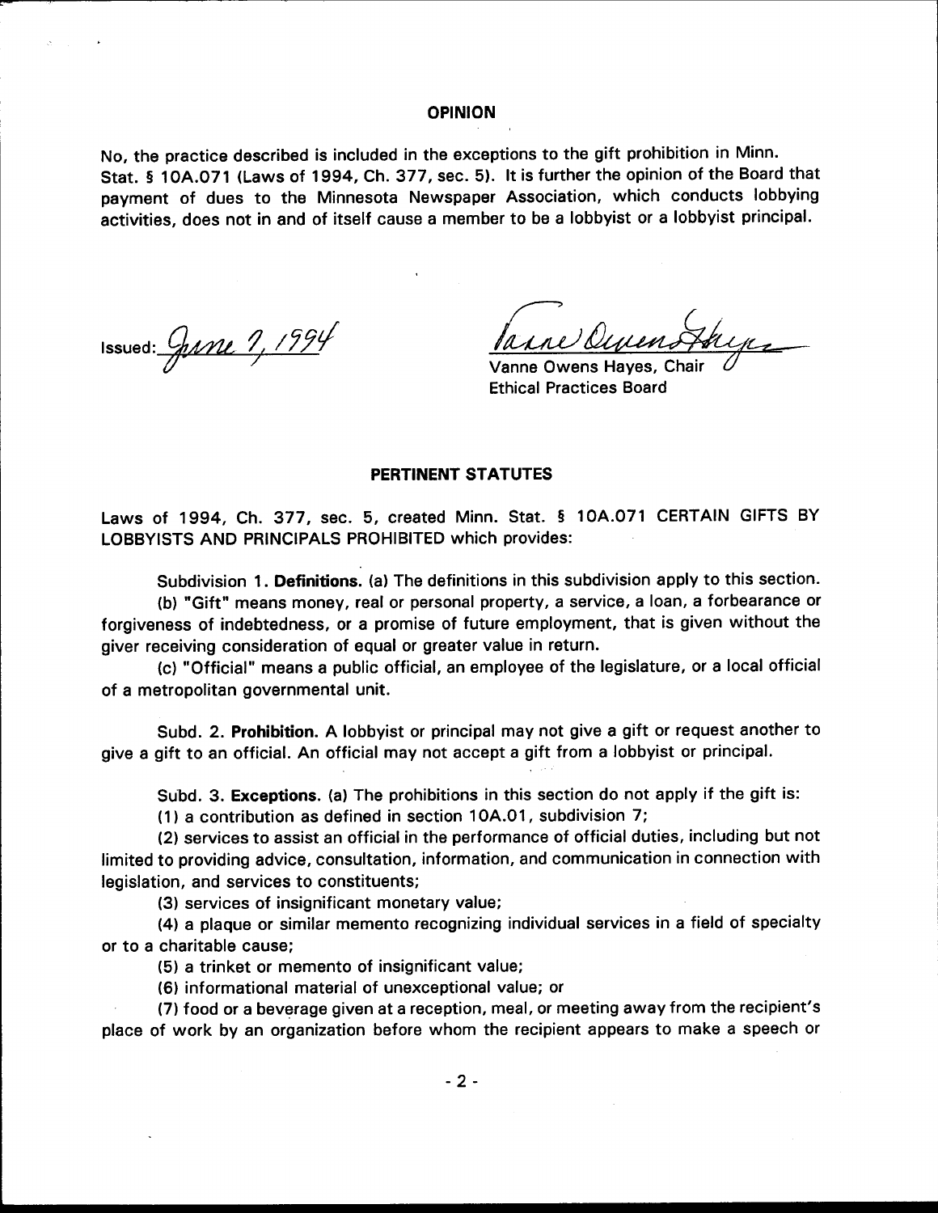## OPINION

No, the practice described is included in the exceptions to the gift prohibition in Minn. Stat. § 10A.071 (Laws of 1994, Ch. 377, sec. 5). It is further the opinion of the Board that payment of dues to the Minnesota Newspaper Association, which conducts lobbying activities, does not in and of itself cause a member to be a lobbyist or a lobbyist principal.

Issued: June 7, 1994

Vanne Owens Hayes, Chair
Ethical Practices Board

## PERTINENT STATUTES

Laws of 1994, Ch. 377, sec. 5, created Minn. Stat. § 10A.071 CERTAIN GIFTS BY LOBBYISTS AND PRINCIPALS PROHIBITED which provides:

Subdivision 1. **Definitions.** (a) The definitions in this subdivision apply to this section.

(b) "Gift" means money, real or personal property, a service, a loan, a forbearance or forgiveness of indebtedness, or a promise of future employment, that is given without the giver receiving consideration of equal or greater value in return.

(c) "Official" means a public official, an employee of the legislature, or a local official of a metropolitan governmental unit.

Subd. 2. **Prohibition.** A lobbyist or principal may not give a gift or request another to give a gift to an official. An official may not accept a gift from a lobbyist or principal.

Subd. 3. **Exceptions.** (a) The prohibitions in this section do not apply if the gift is:

(1) a contribution as defined in section 10A.01, subdivision 7;

(2) services to assist an official in the performance of official duties, including but not limited to providing advice, consultation, information, and communication in connection with legislation, and services to constituents;

(3) services of insignificant monetary value;

(4) a plaque or similar memento recognizing individual services in a field of specialty or to a charitable cause;

(5) a trinket or memento of insignificant value;

(6) informational material of unexceptional value; or

(7) food or a beverage given at a reception, meal, or meeting away from the recipient's place of work by an organization before whom the recipient appears to make a speech or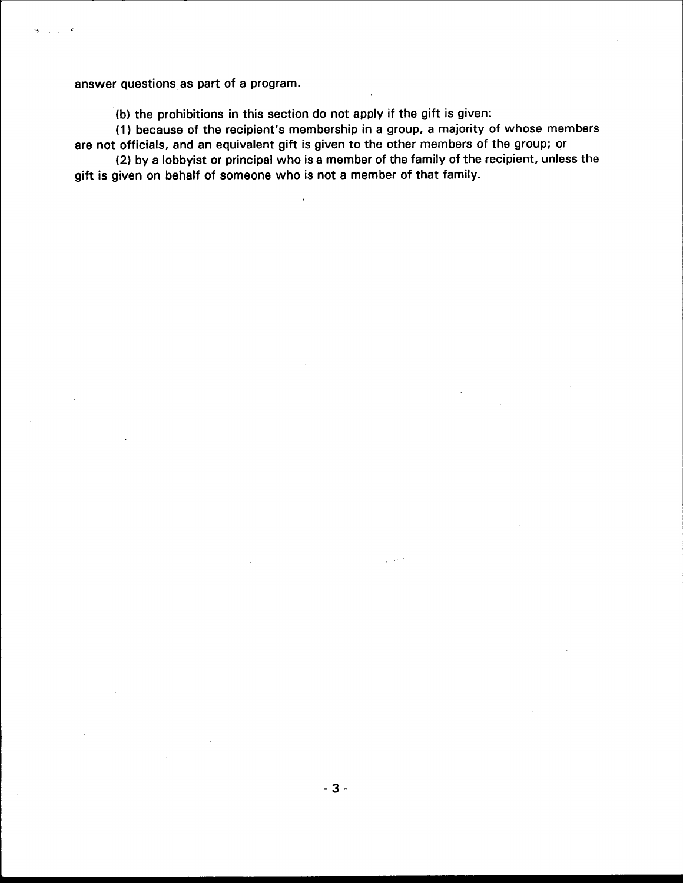answer questions as part of a program.

(b) the prohibitions in this section do not apply if the gift is given:

(1) because of the recipient's membership in a group, a majority of whose members are not officials, and an equivalent gift is given to the other members of the group; or

(2) by a lobbyist or principal who is a member of the family of the recipient, unless the gift is given on behalf of someone who is not a member of that family.